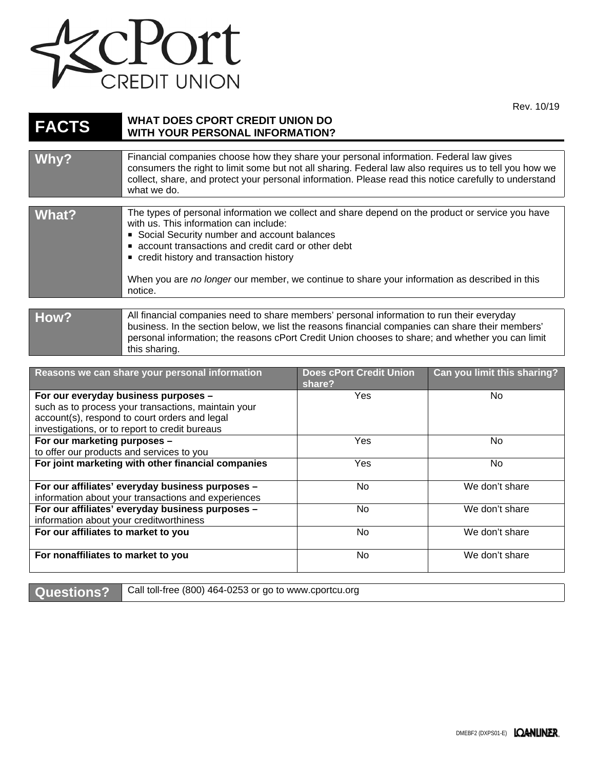cPort CREDIT UNION

Rev. 10/19

# FACTS — WHAT DOES CPORT CREDIT UNION DO WITH YOUR PERSONAL INFORMATION?

| | |
|---|---|
| **Why?** | Financial companies choose how they share your personal information. Federal law gives consumers the right to limit some but not all sharing. Federal law also requires us to tell you how we collect, share, and protect your personal information. Please read this notice carefully to understand what we do. |
| **What?** | The types of personal information we collect and share depend on the product or service you have with us. This information can include:<br>▪ Social Security number and account balances<br>▪ account transactions and credit card or other debt<br>▪ credit history and transaction history<br><br>When you are *no longer* our member, we continue to share your information as described in this notice. |
| **How?** | All financial companies need to share members' personal information to run their everyday business. In the section below, we list the reasons financial companies can share their members' personal information; the reasons cPort Credit Union chooses to share; and whether you can limit this sharing. |

| Reasons we can share your personal information | Does cPort Credit Union share? | Can you limit this sharing? |
|---|---|---|
| **For our everyday business purposes –** such as to process your transactions, maintain your account(s), respond to court orders and legal investigations, or to report to credit bureaus | Yes | No |
| **For our marketing purposes –** to offer our products and services to you | Yes | No |
| **For joint marketing with other financial companies** | Yes | No |
| **For our affiliates' everyday business purposes –** information about your transactions and experiences | No | We don't share |
| **For our affiliates' everyday business purposes –** information about your creditworthiness | No | We don't share |
| **For our affiliates to market to you** | No | We don't share |
| **For nonaffiliates to market to you** | No | We don't share |

| | |
|---|---|
| **Questions?** | Call toll-free (800) 464-0253 or go to www.cportcu.org |

DMEBF2 (DXPS01-E) LOANLINER.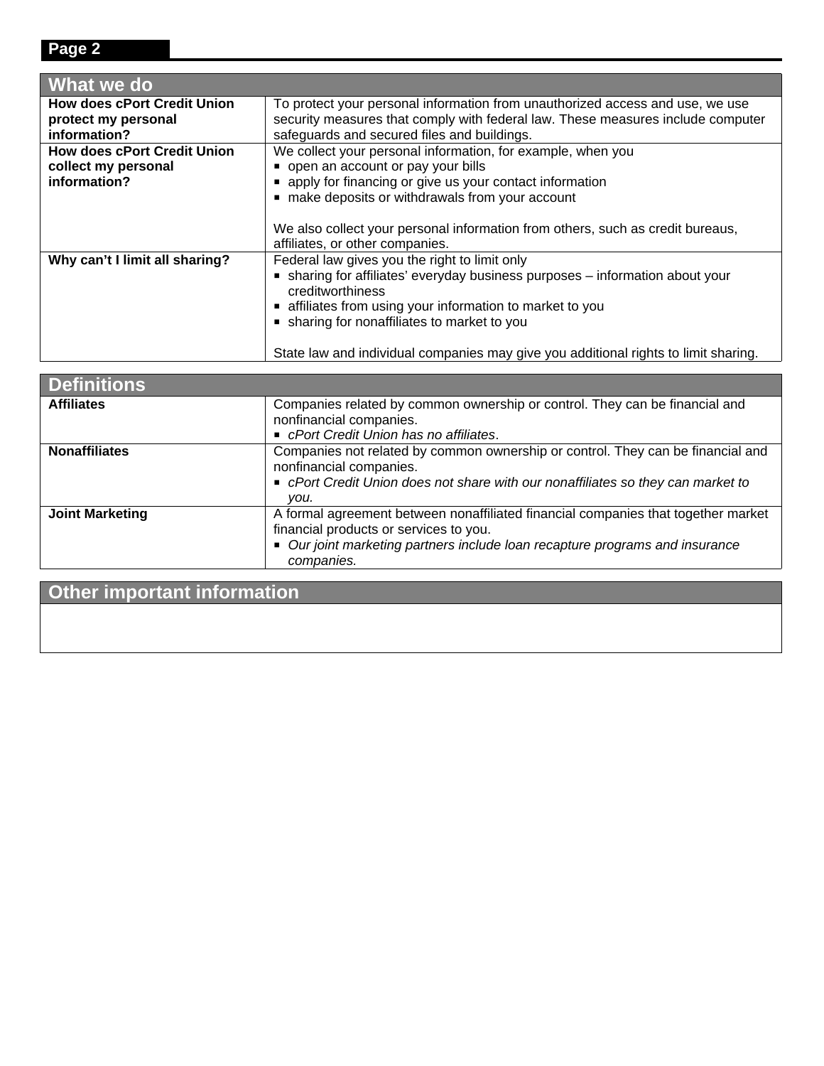## What we do

| | |
|---|---|
| **How does cPort Credit Union protect my personal information?** | To protect your personal information from unauthorized access and use, we use security measures that comply with federal law. These measures include computer safeguards and secured files and buildings. |
| **How does cPort Credit Union collect my personal information?** | We collect your personal information, for example, when you<br>▪ open an account or pay your bills<br>▪ apply for financing or give us your contact information<br>▪ make deposits or withdrawals from your account<br><br>We also collect your personal information from others, such as credit bureaus, affiliates, or other companies. |
| **Why can't I limit all sharing?** | Federal law gives you the right to limit only<br>▪ sharing for affiliates' everyday business purposes – information about your creditworthiness<br>▪ affiliates from using your information to market to you<br>▪ sharing for nonaffiliates to market to you<br><br>State law and individual companies may give you additional rights to limit sharing. |

## Definitions

| | |
|---|---|
| **Affiliates** | Companies related by common ownership or control. They can be financial and nonfinancial companies.<br>▪ *cPort Credit Union has no affiliates*. |
| **Nonaffiliates** | Companies not related by common ownership or control. They can be financial and nonfinancial companies.<br>▪ *cPort Credit Union does not share with our nonaffiliates so they can market to you.* |
| **Joint Marketing** | A formal agreement between nonaffiliated financial companies that together market financial products or services to you.<br>▪ *Our joint marketing partners include loan recapture programs and insurance companies.* |

## Other important information